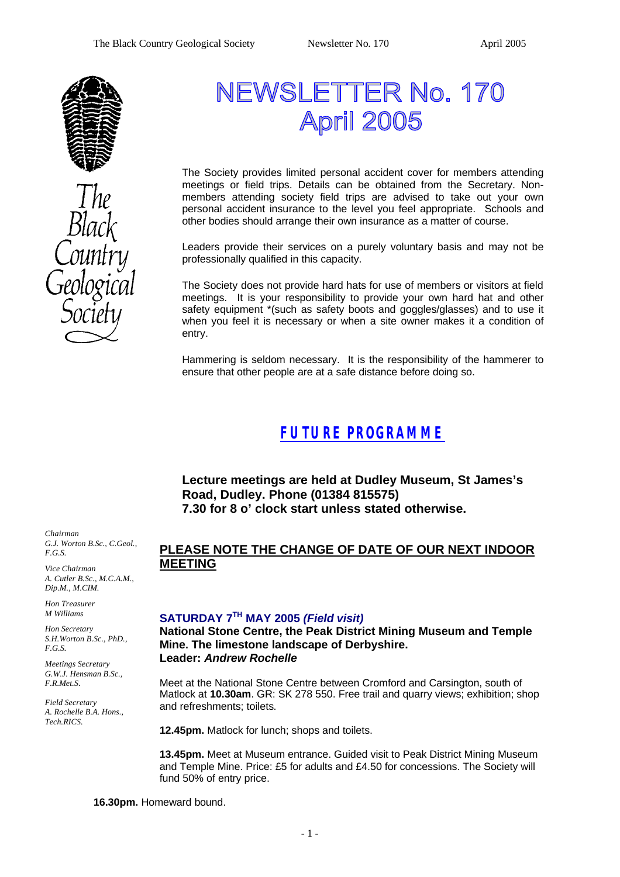# NEWSLETTER No. 170
# April 2005

The Black Country Geological Society

The Society provides limited personal accident cover for members attending meetings or field trips. Details can be obtained from the Secretary. Non-members attending society field trips are advised to take out your own personal accident insurance to the level you feel appropriate. Schools and other bodies should arrange their own insurance as a matter of course.

Leaders provide their services on a purely voluntary basis and may not be professionally qualified in this capacity.

The Society does not provide hard hats for use of members or visitors at field meetings. It is your responsibility to provide your own hard hat and other safety equipment *(such as safety boots and goggles/glasses) and to use it when you feel it is necessary or when a site owner makes it a condition of entry.

Hammering is seldom necessary. It is the responsibility of the hammerer to ensure that other people are at a safe distance before doing so.

*Chairman*
*G.J. Worton B.Sc., C.Geol., F.G.S.*

*Vice Chairman*
*A. Cutler B.Sc., M.C.A.M., Dip.M., M.CIM.*

*Hon Treasurer*
*M Williams*

*Hon Secretary*
*S.H.Worton B.Sc., PhD., F.G.S.*

*Meetings Secretary*
*G.W.J. Hensman B.Sc., F.R.Met.S.*

*Field Secretary*
*A. Rochelle B.A. Hons., Tech.RICS.*

## FUTURE PROGRAMME

**Lecture meetings are held at Dudley Museum, St James's Road, Dudley. Phone (01384 815575)**
**7.30 for 8 o' clock start unless stated otherwise.**

### PLEASE NOTE THE CHANGE OF DATE OF OUR NEXT INDOOR MEETING

### SATURDAY 7TH MAY 2005 *(Field visit)*

**National Stone Centre, the Peak District Mining Museum and Temple Mine. The limestone landscape of Derbyshire.**
**Leader: *Andrew Rochelle***

Meet at the National Stone Centre between Cromford and Carsington, south of Matlock at **10.30am**. GR: SK 278 550. Free trail and quarry views; exhibition; shop and refreshments; toilets.

**12.45pm.** Matlock for lunch; shops and toilets.

**13.45pm.** Meet at Museum entrance. Guided visit to Peak District Mining Museum and Temple Mine. Price: £5 for adults and £4.50 for concessions. The Society will fund 50% of entry price.

**16.30pm.** Homeward bound.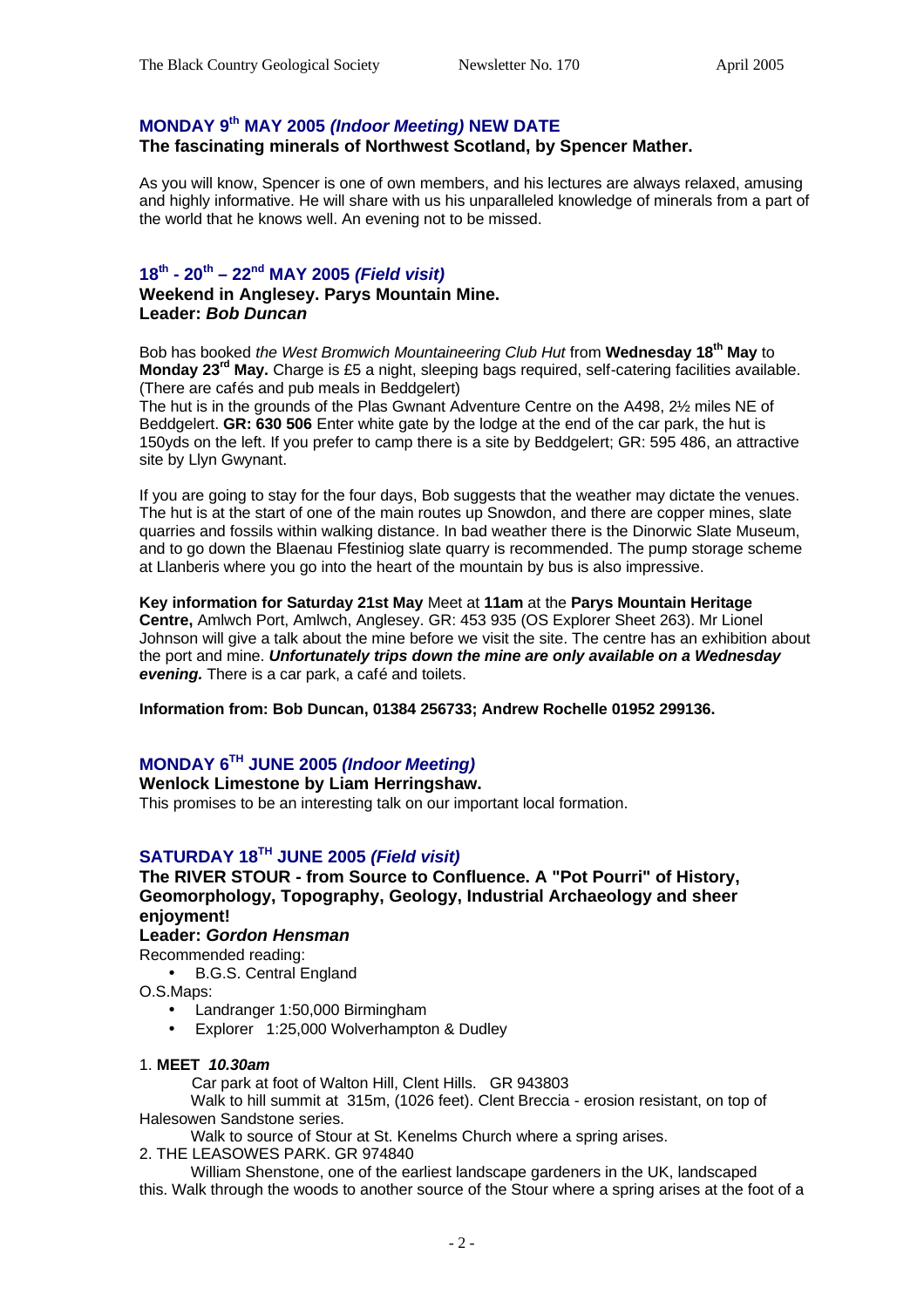## MONDAY 9th MAY 2005 *(Indoor Meeting)* NEW DATE

**The fascinating minerals of Northwest Scotland, by Spencer Mather.**

As you will know, Spencer is one of own members, and his lectures are always relaxed, amusing and highly informative. He will share with us his unparalleled knowledge of minerals from a part of the world that he knows well. An evening not to be missed.

## 18th - 20th – 22nd MAY 2005 *(Field visit)*

**Weekend in Anglesey. Parys Mountain Mine.**
**Leader: *Bob Duncan***

Bob has booked *the West Bromwich Mountaineering Club Hut* from **Wednesday 18th May** to **Monday 23rd May.** Charge is £5 a night, sleeping bags required, self-catering facilities available. (There are cafés and pub meals in Beddgelert)
The hut is in the grounds of the Plas Gwnant Adventure Centre on the A498, 2½ miles NE of Beddgelert. **GR: 630 506** Enter white gate by the lodge at the end of the car park, the hut is 150yds on the left. If you prefer to camp there is a site by Beddgelert; GR: 595 486, an attractive site by Llyn Gwynant.

If you are going to stay for the four days, Bob suggests that the weather may dictate the venues. The hut is at the start of one of the main routes up Snowdon, and there are copper mines, slate quarries and fossils within walking distance. In bad weather there is the Dinorwic Slate Museum, and to go down the Blaenau Ffestiniog slate quarry is recommended. The pump storage scheme at Llanberis where you go into the heart of the mountain by bus is also impressive.

**Key information for Saturday 21st May** Meet at **11am** at the **Parys Mountain Heritage Centre,** Amlwch Port, Amlwch, Anglesey. GR: 453 935 (OS Explorer Sheet 263). Mr Lionel Johnson will give a talk about the mine before we visit the site. The centre has an exhibition about the port and mine. ***Unfortunately trips down the mine are only available on a Wednesday evening.*** There is a car park, a café and toilets.

**Information from: Bob Duncan, 01384 256733; Andrew Rochelle 01952 299136.**

## MONDAY 6TH JUNE 2005 *(Indoor Meeting)*

**Wenlock Limestone by Liam Herringshaw.**
This promises to be an interesting talk on our important local formation.

## SATURDAY 18TH JUNE 2005 *(Field visit)*

**The RIVER STOUR - from Source to Confluence. A "Pot Pourri" of History, Geomorphology, Topography, Geology, Industrial Archaeology and sheer enjoyment!**
**Leader: *Gordon Hensman***

Recommended reading:

- B.G.S. Central England

O.S.Maps:

- Landranger 1:50,000 Birmingham
- Explorer 1:25,000 Wolverhampton & Dudley

1. **MEET *10.30am***

Car park at foot of Walton Hill, Clent Hills. GR 943803

Walk to hill summit at 315m, (1026 feet). Clent Breccia - erosion resistant, on top of Halesowen Sandstone series.

Walk to source of Stour at St. Kenelms Church where a spring arises.

2. THE LEASOWES PARK. GR 974840

William Shenstone, one of the earliest landscape gardeners in the UK, landscaped this. Walk through the woods to another source of the Stour where a spring arises at the foot of a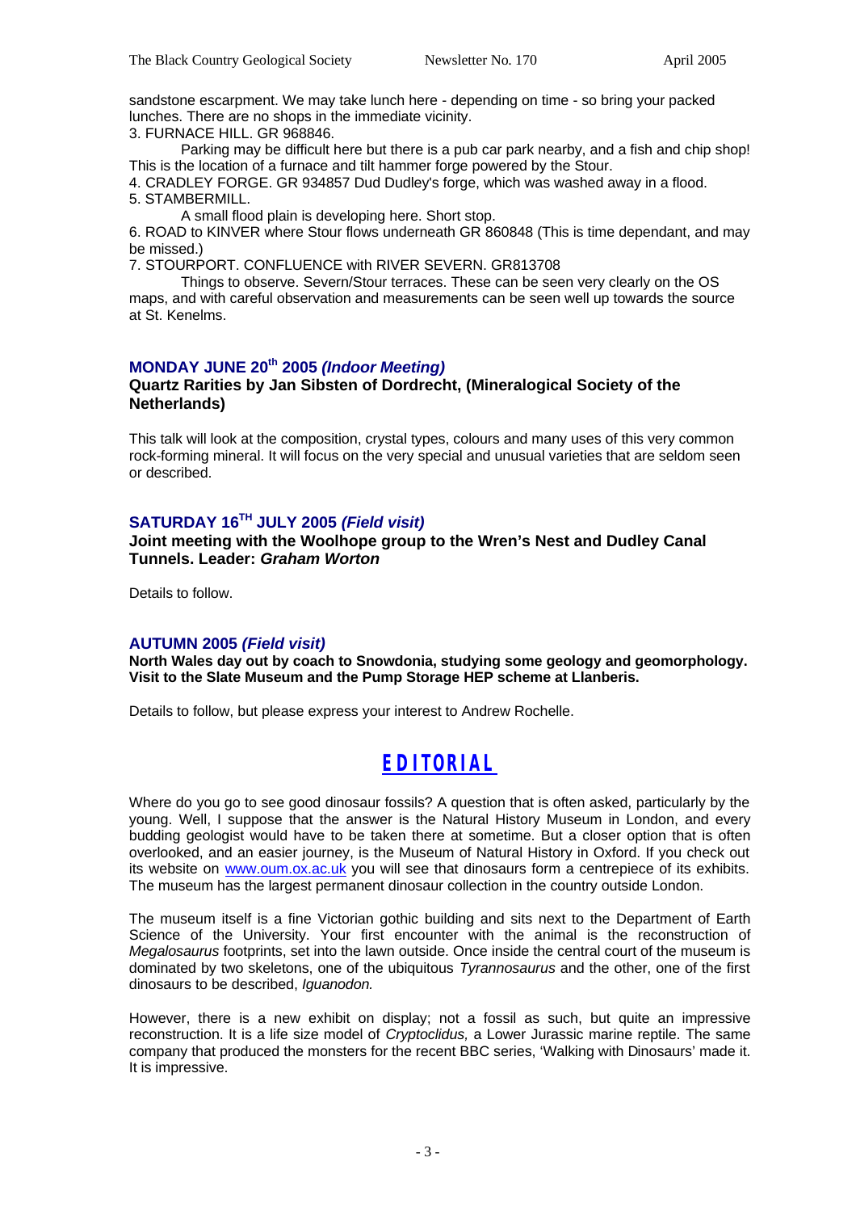sandstone escarpment. We may take lunch here - depending on time - so bring your packed lunches. There are no shops in the immediate vicinity.

3. FURNACE HILL. GR 968846.

Parking may be difficult here but there is a pub car park nearby, and a fish and chip shop! This is the location of a furnace and tilt hammer forge powered by the Stour.

4. CRADLEY FORGE. GR 934857 Dud Dudley's forge, which was washed away in a flood.

5. STAMBERMILL.

A small flood plain is developing here. Short stop.

6. ROAD to KINVER where Stour flows underneath GR 860848 (This is time dependant, and may be missed.)

7. STOURPORT. CONFLUENCE with RIVER SEVERN. GR813708

Things to observe. Severn/Stour terraces. These can be seen very clearly on the OS maps, and with careful observation and measurements can be seen well up towards the source at St. Kenelms.

### MONDAY JUNE 20th 2005 *(Indoor Meeting)*

**Quartz Rarities by Jan Sibsten of Dordrecht, (Mineralogical Society of the Netherlands)**

This talk will look at the composition, crystal types, colours and many uses of this very common rock-forming mineral. It will focus on the very special and unusual varieties that are seldom seen or described.

### SATURDAY 16TH JULY 2005 *(Field visit)*

**Joint meeting with the Woolhope group to the Wren's Nest and Dudley Canal Tunnels. Leader: *Graham Worton***

Details to follow.

### AUTUMN 2005 *(Field visit)*

**North Wales day out by coach to Snowdonia, studying some geology and geomorphology. Visit to the Slate Museum and the Pump Storage HEP scheme at Llanberis.**

Details to follow, but please express your interest to Andrew Rochelle.

## EDITORIAL

Where do you go to see good dinosaur fossils? A question that is often asked, particularly by the young. Well, I suppose that the answer is the Natural History Museum in London, and every budding geologist would have to be taken there at sometime. But a closer option that is often overlooked, and an easier journey, is the Museum of Natural History in Oxford. If you check out its website on www.oum.ox.ac.uk you will see that dinosaurs form a centrepiece of its exhibits. The museum has the largest permanent dinosaur collection in the country outside London.

The museum itself is a fine Victorian gothic building and sits next to the Department of Earth Science of the University. Your first encounter with the animal is the reconstruction of *Megalosaurus* footprints, set into the lawn outside. Once inside the central court of the museum is dominated by two skeletons, one of the ubiquitous *Tyrannosaurus* and the other, one of the first dinosaurs to be described, *Iguanodon.*

However, there is a new exhibit on display; not a fossil as such, but quite an impressive reconstruction. It is a life size model of *Cryptoclidus,* a Lower Jurassic marine reptile. The same company that produced the monsters for the recent BBC series, 'Walking with Dinosaurs' made it. It is impressive.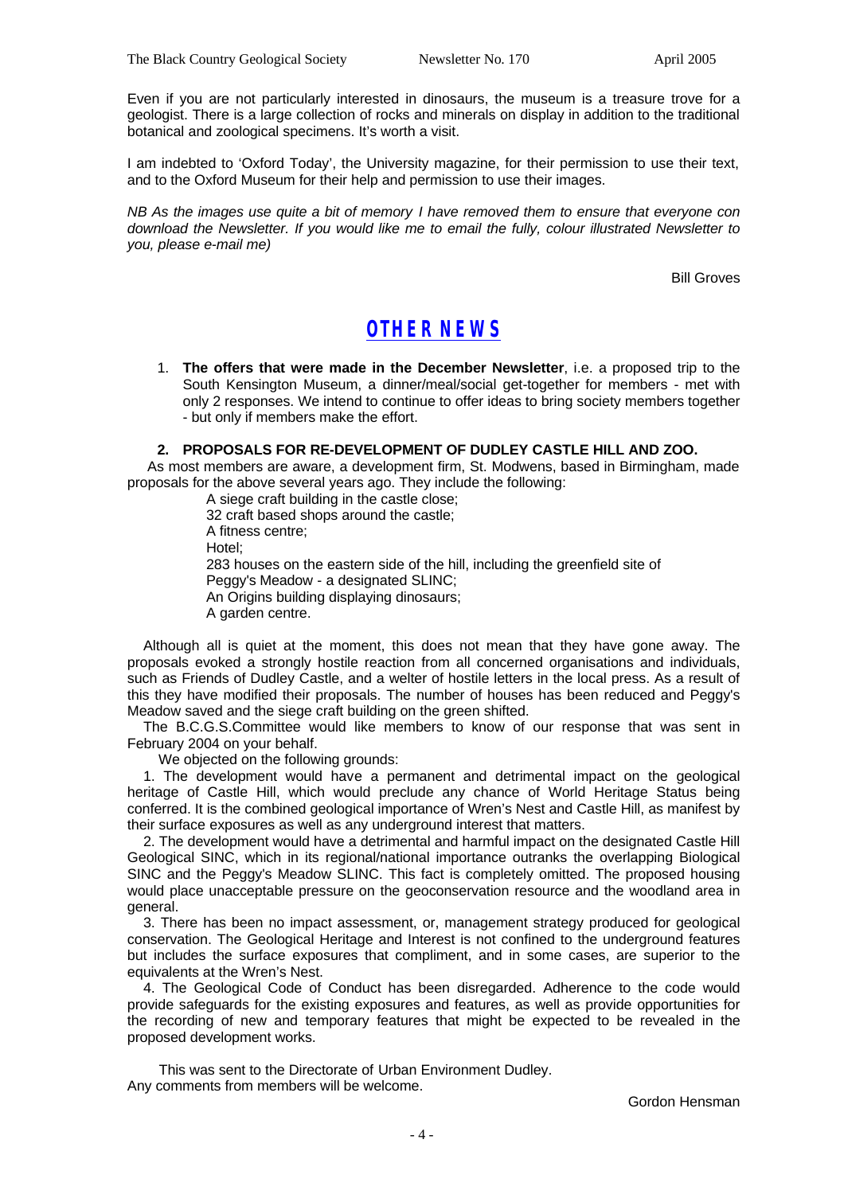Even if you are not particularly interested in dinosaurs, the museum is a treasure trove for a geologist. There is a large collection of rocks and minerals on display in addition to the traditional botanical and zoological specimens. It's worth a visit.

I am indebted to 'Oxford Today', the University magazine, for their permission to use their text, and to the Oxford Museum for their help and permission to use their images.

*NB As the images use quite a bit of memory I have removed them to ensure that everyone con download the Newsletter. If you would like me to email the fully, colour illustrated Newsletter to you, please e-mail me)*

Bill Groves

# OTHER NEWS

1. **The offers that were made in the December Newsletter**, i.e. a proposed trip to the South Kensington Museum, a dinner/meal/social get-together for members - met with only 2 responses. We intend to continue to offer ideas to bring society members together - but only if members make the effort.

2. **PROPOSALS FOR RE-DEVELOPMENT OF DUDLEY CASTLE HILL AND ZOO.**

As most members are aware, a development firm, St. Modwens, based in Birmingham, made proposals for the above several years ago. They include the following:

A siege craft building in the castle close;
32 craft based shops around the castle;
A fitness centre;
Hotel;
283 houses on the eastern side of the hill, including the greenfield site of Peggy's Meadow - a designated SLINC;
An Origins building displaying dinosaurs;
A garden centre.

Although all is quiet at the moment, this does not mean that they have gone away. The proposals evoked a strongly hostile reaction from all concerned organisations and individuals, such as Friends of Dudley Castle, and a welter of hostile letters in the local press. As a result of this they have modified their proposals. The number of houses has been reduced and Peggy's Meadow saved and the siege craft building on the green shifted.

The B.C.G.S.Committee would like members to know of our response that was sent in February 2004 on your behalf.

We objected on the following grounds:

1. The development would have a permanent and detrimental impact on the geological heritage of Castle Hill, which would preclude any chance of World Heritage Status being conferred. It is the combined geological importance of Wren's Nest and Castle Hill, as manifest by their surface exposures as well as any underground interest that matters.

2. The development would have a detrimental and harmful impact on the designated Castle Hill Geological SINC, which in its regional/national importance outranks the overlapping Biological SINC and the Peggy's Meadow SLINC. This fact is completely omitted. The proposed housing would place unacceptable pressure on the geoconservation resource and the woodland area in general.

3. There has been no impact assessment, or, management strategy produced for geological conservation. The Geological Heritage and Interest is not confined to the underground features but includes the surface exposures that compliment, and in some cases, are superior to the equivalents at the Wren's Nest.

4. The Geological Code of Conduct has been disregarded. Adherence to the code would provide safeguards for the existing exposures and features, as well as provide opportunities for the recording of new and temporary features that might be expected to be revealed in the proposed development works.

This was sent to the Directorate of Urban Environment Dudley.
Any comments from members will be welcome.

Gordon Hensman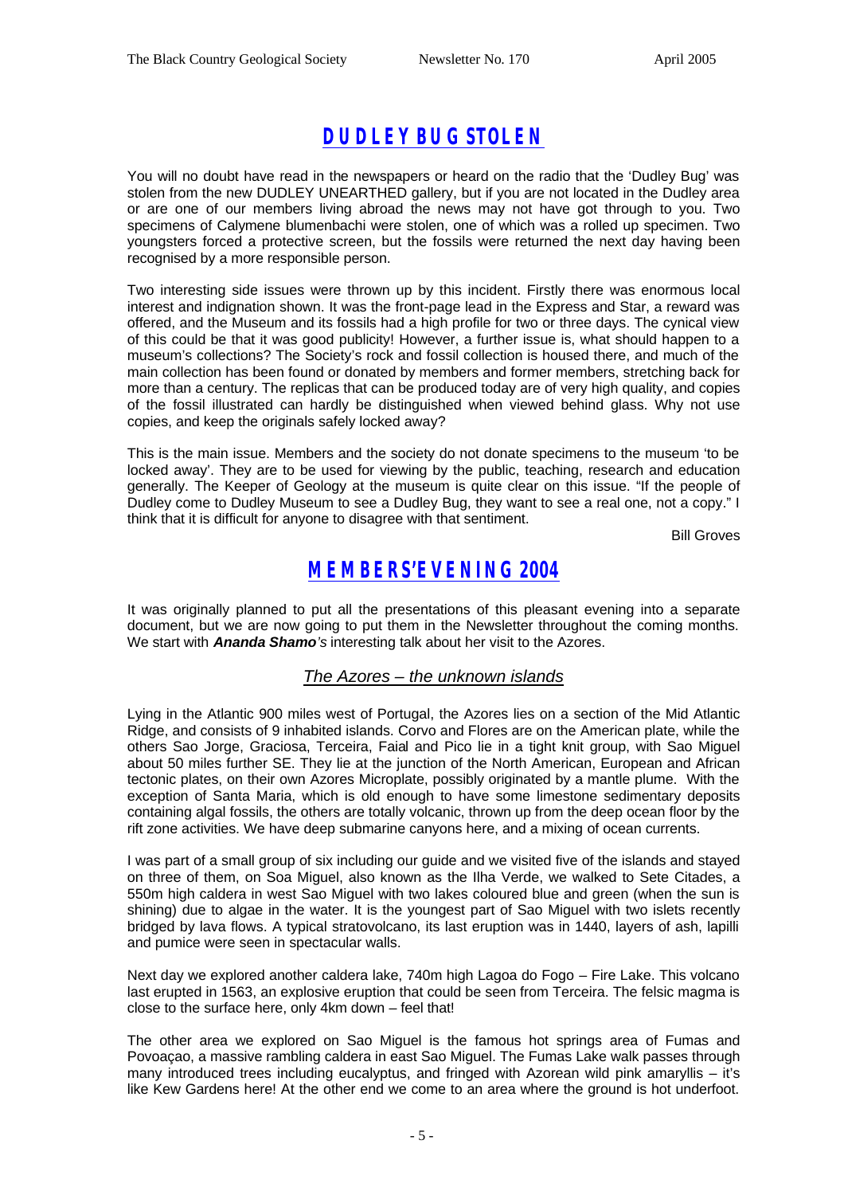## DUDLEY BUG STOLEN

You will no doubt have read in the newspapers or heard on the radio that the 'Dudley Bug' was stolen from the new DUDLEY UNEARTHED gallery, but if you are not located in the Dudley area or are one of our members living abroad the news may not have got through to you. Two specimens of Calymene blumenbachi were stolen, one of which was a rolled up specimen. Two youngsters forced a protective screen, but the fossils were returned the next day having been recognised by a more responsible person.

Two interesting side issues were thrown up by this incident. Firstly there was enormous local interest and indignation shown. It was the front-page lead in the Express and Star, a reward was offered, and the Museum and its fossils had a high profile for two or three days. The cynical view of this could be that it was good publicity! However, a further issue is, what should happen to a museum's collections? The Society's rock and fossil collection is housed there, and much of the main collection has been found or donated by members and former members, stretching back for more than a century. The replicas that can be produced today are of very high quality, and copies of the fossil illustrated can hardly be distinguished when viewed behind glass. Why not use copies, and keep the originals safely locked away?

This is the main issue. Members and the society do not donate specimens to the museum 'to be locked away'. They are to be used for viewing by the public, teaching, research and education generally. The Keeper of Geology at the museum is quite clear on this issue. "If the people of Dudley come to Dudley Museum to see a Dudley Bug, they want to see a real one, not a copy." I think that it is difficult for anyone to disagree with that sentiment.

Bill Groves

## MEMBERS'EVENING 2004

It was originally planned to put all the presentations of this pleasant evening into a separate document, but we are now going to put them in the Newsletter throughout the coming months. We start with ***Ananda Shamo****'s* interesting talk about her visit to the Azores.

### *The Azores – the unknown islands*

Lying in the Atlantic 900 miles west of Portugal, the Azores lies on a section of the Mid Atlantic Ridge, and consists of 9 inhabited islands. Corvo and Flores are on the American plate, while the others Sao Jorge, Graciosa, Terceira, Faial and Pico lie in a tight knit group, with Sao Miguel about 50 miles further SE. They lie at the junction of the North American, European and African tectonic plates, on their own Azores Microplate, possibly originated by a mantle plume. With the exception of Santa Maria, which is old enough to have some limestone sedimentary deposits containing algal fossils, the others are totally volcanic, thrown up from the deep ocean floor by the rift zone activities. We have deep submarine canyons here, and a mixing of ocean currents.

I was part of a small group of six including our guide and we visited five of the islands and stayed on three of them, on Soa Miguel, also known as the Ilha Verde, we walked to Sete Citades, a 550m high caldera in west Sao Miguel with two lakes coloured blue and green (when the sun is shining) due to algae in the water. It is the youngest part of Sao Miguel with two islets recently bridged by lava flows. A typical stratovolcano, its last eruption was in 1440, layers of ash, lapilli and pumice were seen in spectacular walls.

Next day we explored another caldera lake, 740m high Lagoa do Fogo – Fire Lake. This volcano last erupted in 1563, an explosive eruption that could be seen from Terceira. The felsic magma is close to the surface here, only 4km down – feel that!

The other area we explored on Sao Miguel is the famous hot springs area of Fumas and Povoaçao, a massive rambling caldera in east Sao Miguel. The Fumas Lake walk passes through many introduced trees including eucalyptus, and fringed with Azorean wild pink amaryllis – it's like Kew Gardens here! At the other end we come to an area where the ground is hot underfoot.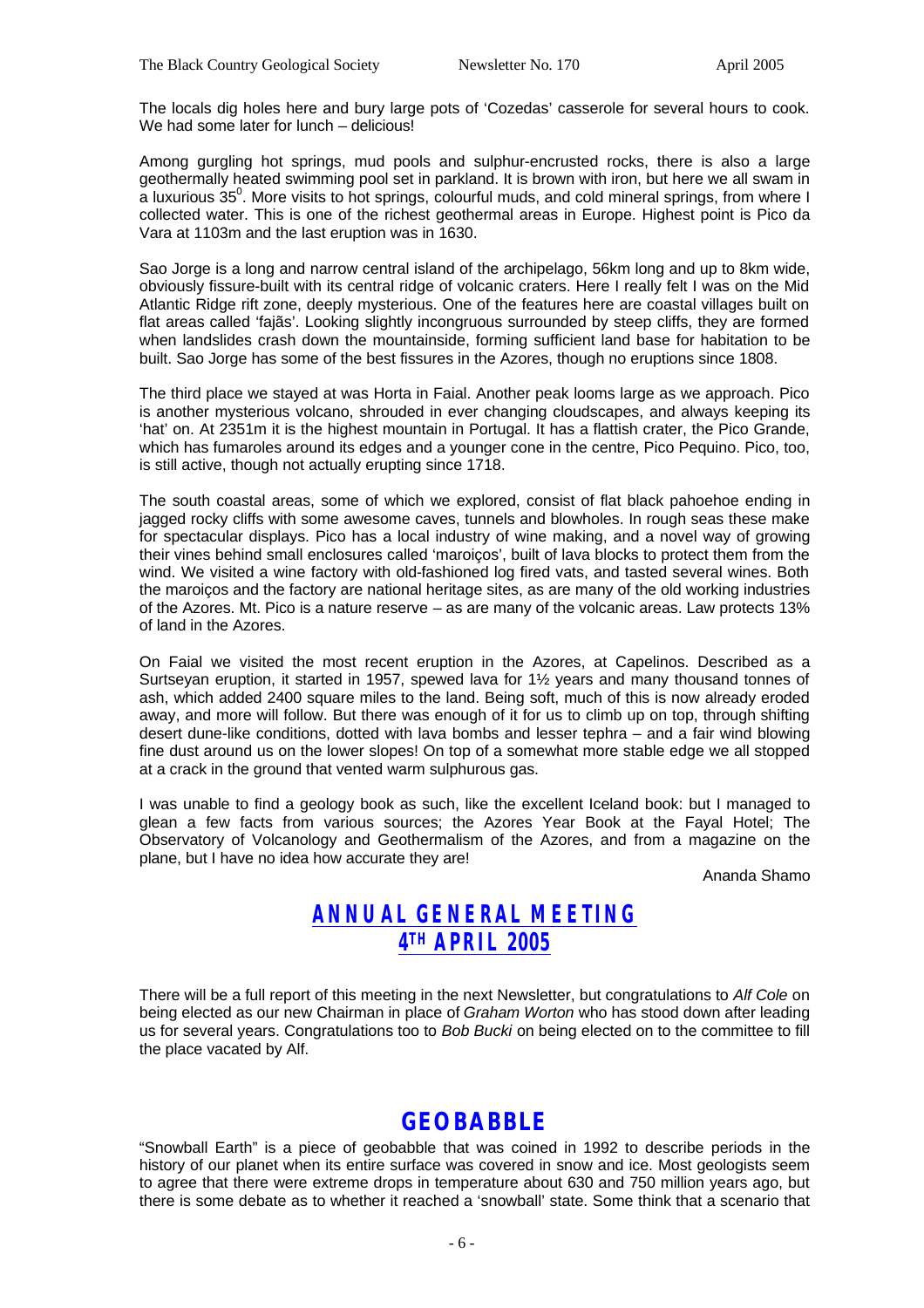The locals dig holes here and bury large pots of 'Cozedas' casserole for several hours to cook. We had some later for lunch – delicious!

Among gurgling hot springs, mud pools and sulphur-encrusted rocks, there is also a large geothermally heated swimming pool set in parkland. It is brown with iron, but here we all swam in a luxurious $35^0$. More visits to hot springs, colourful muds, and cold mineral springs, from where I collected water. This is one of the richest geothermal areas in Europe. Highest point is Pico da Vara at 1103m and the last eruption was in 1630.

Sao Jorge is a long and narrow central island of the archipelago, 56km long and up to 8km wide, obviously fissure-built with its central ridge of volcanic craters. Here I really felt I was on the Mid Atlantic Ridge rift zone, deeply mysterious. One of the features here are coastal villages built on flat areas called 'fajãs'. Looking slightly incongruous surrounded by steep cliffs, they are formed when landslides crash down the mountainside, forming sufficient land base for habitation to be built. Sao Jorge has some of the best fissures in the Azores, though no eruptions since 1808.

The third place we stayed at was Horta in Faial. Another peak looms large as we approach. Pico is another mysterious volcano, shrouded in ever changing cloudscapes, and always keeping its 'hat' on. At 2351m it is the highest mountain in Portugal. It has a flattish crater, the Pico Grande, which has fumaroles around its edges and a younger cone in the centre, Pico Pequino. Pico, too, is still active, though not actually erupting since 1718.

The south coastal areas, some of which we explored, consist of flat black pahoehoe ending in jagged rocky cliffs with some awesome caves, tunnels and blowholes. In rough seas these make for spectacular displays. Pico has a local industry of wine making, and a novel way of growing their vines behind small enclosures called 'maroiços', built of lava blocks to protect them from the wind. We visited a wine factory with old-fashioned log fired vats, and tasted several wines. Both the maroiços and the factory are national heritage sites, as are many of the old working industries of the Azores. Mt. Pico is a nature reserve – as are many of the volcanic areas. Law protects 13% of land in the Azores.

On Faial we visited the most recent eruption in the Azores, at Capelinos. Described as a Surtseyan eruption, it started in 1957, spewed lava for 1½ years and many thousand tonnes of ash, which added 2400 square miles to the land. Being soft, much of this is now already eroded away, and more will follow. But there was enough of it for us to climb up on top, through shifting desert dune-like conditions, dotted with lava bombs and lesser tephra – and a fair wind blowing fine dust around us on the lower slopes! On top of a somewhat more stable edge we all stopped at a crack in the ground that vented warm sulphurous gas.

I was unable to find a geology book as such, like the excellent Iceland book: but I managed to glean a few facts from various sources; the Azores Year Book at the Fayal Hotel; The Observatory of Volcanology and Geothermalism of the Azores, and from a magazine on the plane, but I have no idea how accurate they are!

Ananda Shamo

## ANNUAL GENERAL MEETING
## 4TH APRIL 2005

There will be a full report of this meeting in the next Newsletter, but congratulations to *Alf Cole* on being elected as our new Chairman in place of *Graham Worton* who has stood down after leading us for several years. Congratulations too to *Bob Bucki* on being elected on to the committee to fill the place vacated by Alf.

## GEOBABBLE

"Snowball Earth" is a piece of geobabble that was coined in 1992 to describe periods in the history of our planet when its entire surface was covered in snow and ice. Most geologists seem to agree that there were extreme drops in temperature about 630 and 750 million years ago, but there is some debate as to whether it reached a 'snowball' state. Some think that a scenario that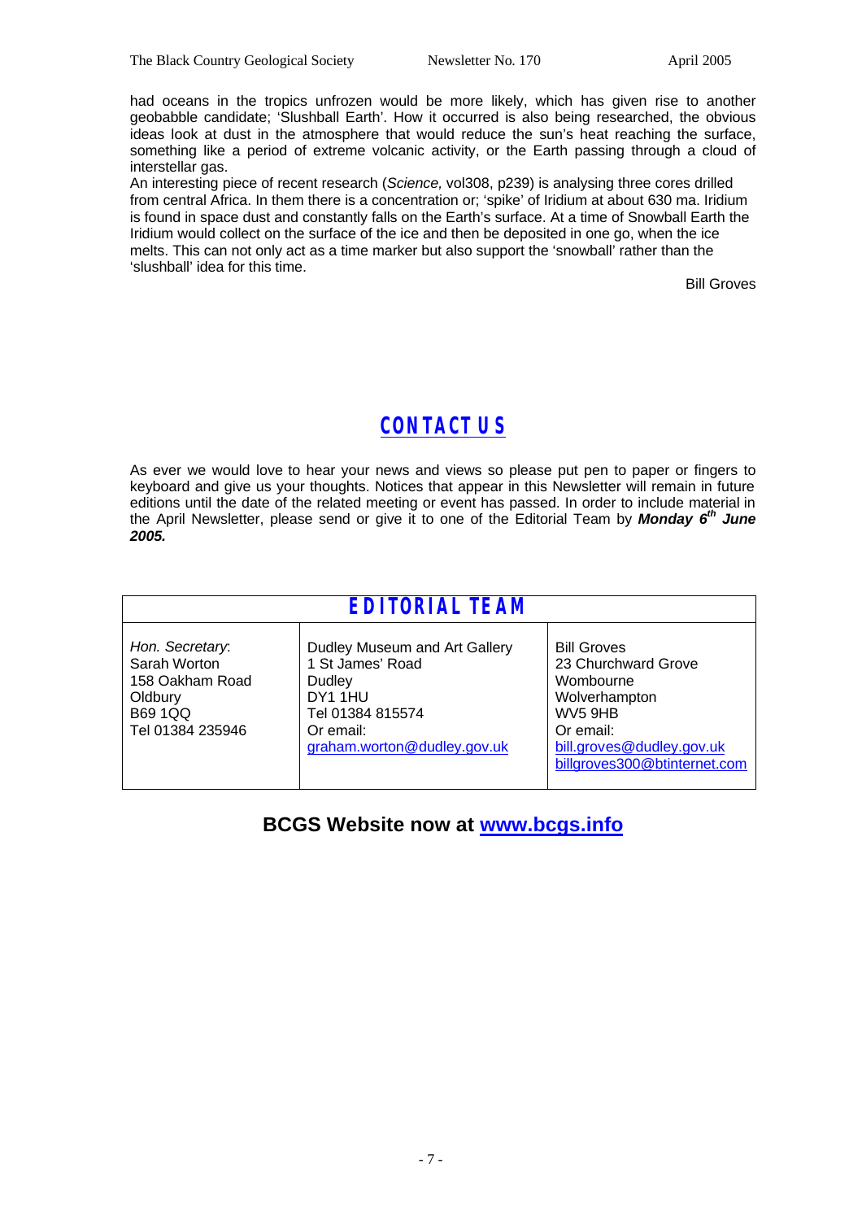had oceans in the tropics unfrozen would be more likely, which has given rise to another geobabble candidate; 'Slushball Earth'. How it occurred is also being researched, the obvious ideas look at dust in the atmosphere that would reduce the sun's heat reaching the surface, something like a period of extreme volcanic activity, or the Earth passing through a cloud of interstellar gas.

An interesting piece of recent research (*Science,* vol308, p239) is analysing three cores drilled from central Africa. In them there is a concentration or; 'spike' of Iridium at about 630 ma. Iridium is found in space dust and constantly falls on the Earth's surface. At a time of Snowball Earth the Iridium would collect on the surface of the ice and then be deposited in one go, when the ice melts. This can not only act as a time marker but also support the 'snowball' rather than the 'slushball' idea for this time.

Bill Groves

## CONTACT US

As ever we would love to hear your news and views so please put pen to paper or fingers to keyboard and give us your thoughts. Notices that appear in this Newsletter will remain in future editions until the date of the related meeting or event has passed. In order to include material in the April Newsletter, please send or give it to one of the Editorial Team by ***Monday 6th June 2005.***

| EDITORIAL TEAM | | |
|---|---|---|
| *Hon. Secretary*:<br>Sarah Worton<br>158 Oakham Road<br>Oldbury<br>B69 1QQ<br>Tel 01384 235946 | Dudley Museum and Art Gallery<br>1 St James' Road<br>Dudley<br>DY1 1HU<br>Tel 01384 815574<br>Or email:<br>graham.worton@dudley.gov.uk | Bill Groves<br>23 Churchward Grove<br>Wombourne<br>Wolverhampton<br>WV5 9HB<br>Or email:<br>bill.groves@dudley.gov.uk<br>billgroves300@btinternet.com |

**BCGS Website now at www.bcgs.info**